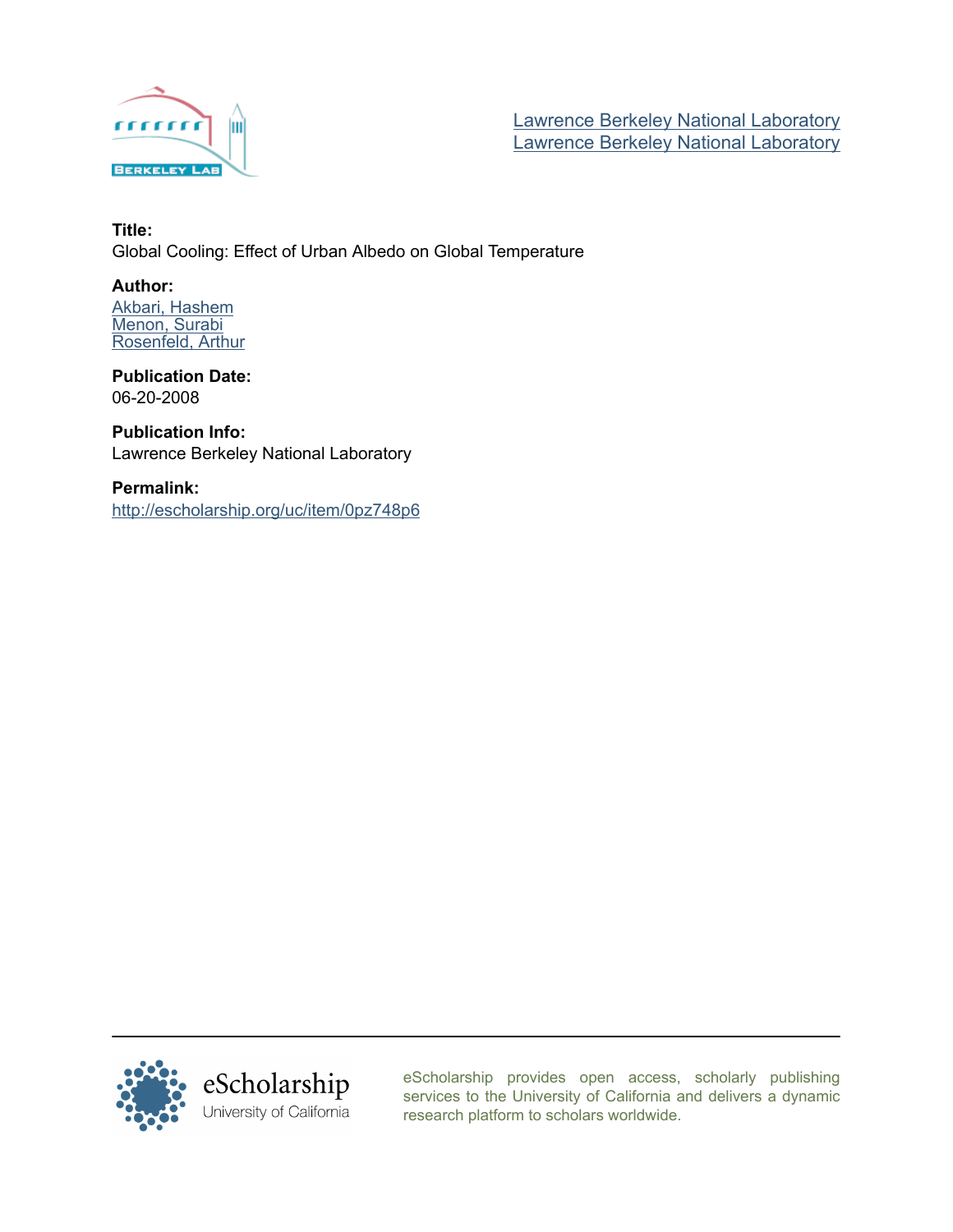Lawrence Berkeley National Laboratory
Lawrence Berkeley National Laboratory

**Title:**
Global Cooling: Effect of Urban Albedo on Global Temperature

**Author:**
Akbari, Hashem
Menon, Surabi
Rosenfeld, Arthur

**Publication Date:**
06-20-2008

**Publication Info:**
Lawrence Berkeley National Laboratory

**Permalink:**
http://escholarship.org/uc/item/0pz748p6

eScholarship provides open access, scholarly publishing services to the University of California and delivers a dynamic research platform to scholars worldwide.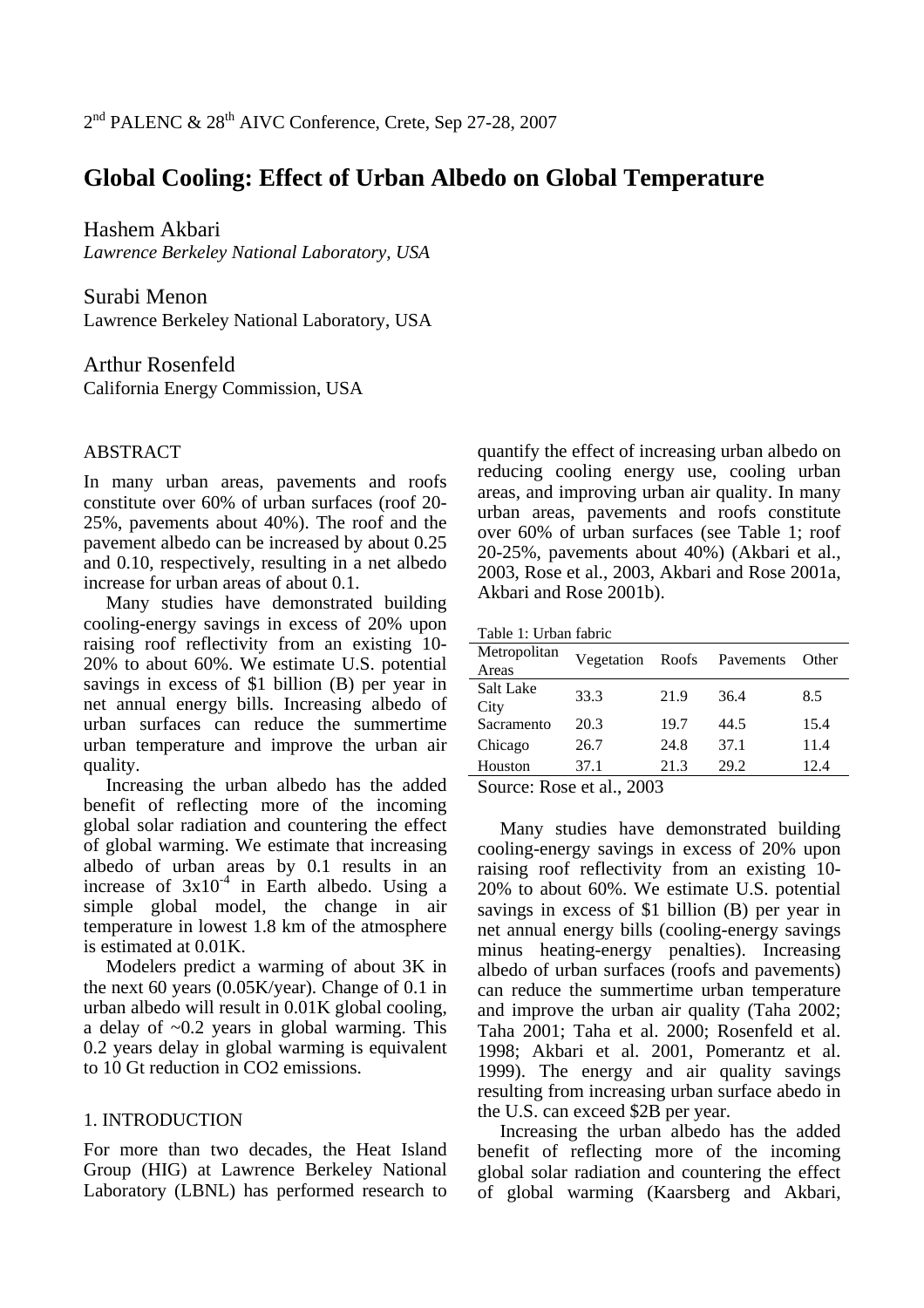2nd PALENC & 28th AIVC Conference, Crete, Sep 27-28, 2007

# Global Cooling: Effect of Urban Albedo on Global Temperature

Hashem Akbari
*Lawrence Berkeley National Laboratory, USA*

Surabi Menon
Lawrence Berkeley National Laboratory, USA

Arthur Rosenfeld
California Energy Commission, USA

## ABSTRACT

In many urban areas, pavements and roofs constitute over 60% of urban surfaces (roof 20-25%, pavements about 40%). The roof and the pavement albedo can be increased by about 0.25 and 0.10, respectively, resulting in a net albedo increase for urban areas of about 0.1.

Many studies have demonstrated building cooling-energy savings in excess of 20% upon raising roof reflectivity from an existing 10-20% to about 60%. We estimate U.S. potential savings in excess of \$1 billion (B) per year in net annual energy bills. Increasing albedo of urban surfaces can reduce the summertime urban temperature and improve the urban air quality.

Increasing the urban albedo has the added benefit of reflecting more of the incoming global solar radiation and countering the effect of global warming. We estimate that increasing albedo of urban areas by 0.1 results in an increase of $3 \times 10^{-4}$ in Earth albedo. Using a simple global model, the change in air temperature in lowest 1.8 km of the atmosphere is estimated at 0.01K.

Modelers predict a warming of about 3K in the next 60 years (0.05K/year). Change of 0.1 in urban albedo will result in 0.01K global cooling, a delay of ~0.2 years in global warming. This 0.2 years delay in global warming is equivalent to 10 Gt reduction in CO2 emissions.

## 1. INTRODUCTION

For more than two decades, the Heat Island Group (HIG) at Lawrence Berkeley National Laboratory (LBNL) has performed research to quantify the effect of increasing urban albedo on reducing cooling energy use, cooling urban areas, and improving urban air quality. In many urban areas, pavements and roofs constitute over 60% of urban surfaces (see Table 1; roof 20-25%, pavements about 40%) (Akbari et al., 2003, Rose et al., 2003, Akbari and Rose 2001a, Akbari and Rose 2001b).

Table 1: Urban fabric

| Metropolitan Areas | Vegetation | Roofs | Pavements | Other |
|---|---|---|---|---|
| Salt Lake City | 33.3 | 21.9 | 36.4 | 8.5 |
| Sacramento | 20.3 | 19.7 | 44.5 | 15.4 |
| Chicago | 26.7 | 24.8 | 37.1 | 11.4 |
| Houston | 37.1 | 21.3 | 29.2 | 12.4 |

Source: Rose et al., 2003

Many studies have demonstrated building cooling-energy savings in excess of 20% upon raising roof reflectivity from an existing 10-20% to about 60%. We estimate U.S. potential savings in excess of \$1 billion (B) per year in net annual energy bills (cooling-energy savings minus heating-energy penalties). Increasing albedo of urban surfaces (roofs and pavements) can reduce the summertime urban temperature and improve the urban air quality (Taha 2002; Taha 2001; Taha et al. 2000; Rosenfeld et al. 1998; Akbari et al. 2001, Pomerantz et al. 1999). The energy and air quality savings resulting from increasing urban surface abedo in the U.S. can exceed \$2B per year.

Increasing the urban albedo has the added benefit of reflecting more of the incoming global solar radiation and countering the effect of global warming (Kaarsberg and Akbari,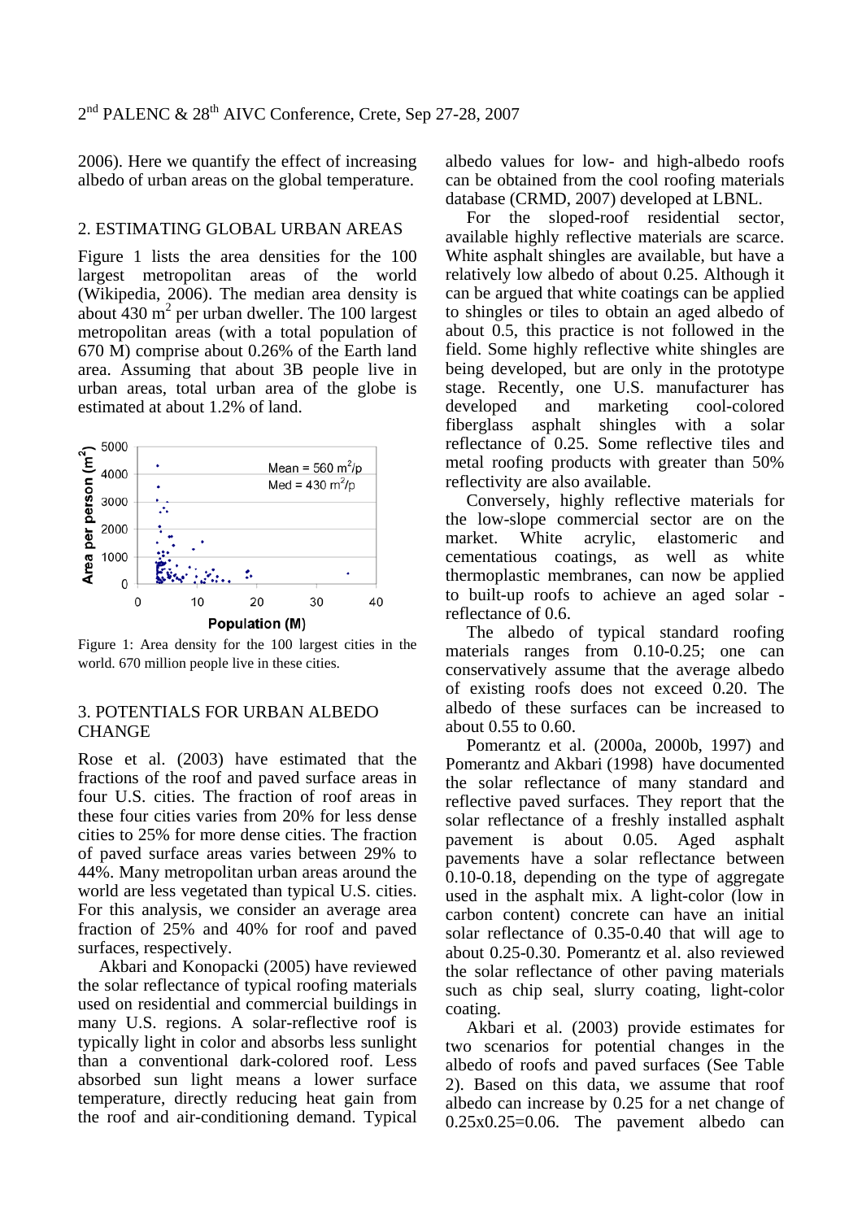2006). Here we quantify the effect of increasing albedo of urban areas on the global temperature.

## 2. ESTIMATING GLOBAL URBAN AREAS

Figure 1 lists the area densities for the 100 largest metropolitan areas of the world (Wikipedia, 2006). The median area density is about 430 $m^2$ per urban dweller. The 100 largest metropolitan areas (with a total population of 670 M) comprise about 0.26% of the Earth land area. Assuming that about 3B people live in urban areas, total urban area of the globe is estimated at about 1.2% of land.

Figure 1: Area density for the 100 largest cities in the world. 670 million people live in these cities.

## 3. POTENTIALS FOR URBAN ALBEDO CHANGE

Rose et al. (2003) have estimated that the fractions of the roof and paved surface areas in four U.S. cities. The fraction of roof areas in these four cities varies from 20% for less dense cities to 25% for more dense cities. The fraction of paved surface areas varies between 29% to 44%. Many metropolitan urban areas around the world are less vegetated than typical U.S. cities. For this analysis, we consider an average area fraction of 25% and 40% for roof and paved surfaces, respectively.

Akbari and Konopacki (2005) have reviewed the solar reflectance of typical roofing materials used on residential and commercial buildings in many U.S. regions. A solar-reflective roof is typically light in color and absorbs less sunlight than a conventional dark-colored roof. Less absorbed sun light means a lower surface temperature, directly reducing heat gain from the roof and air-conditioning demand. Typical albedo values for low- and high-albedo roofs can be obtained from the cool roofing materials database (CRMD, 2007) developed at LBNL.

For the sloped-roof residential sector, available highly reflective materials are scarce. White asphalt shingles are available, but have a relatively low albedo of about 0.25. Although it can be argued that white coatings can be applied to shingles or tiles to obtain an aged albedo of about 0.5, this practice is not followed in the field. Some highly reflective white shingles are being developed, but are only in the prototype stage. Recently, one U.S. manufacturer has developed and marketing cool-colored fiberglass asphalt shingles with a solar reflectance of 0.25. Some reflective tiles and metal roofing products with greater than 50% reflectivity are also available.

Conversely, highly reflective materials for the low-slope commercial sector are on the market. White acrylic, elastomeric and cementatious coatings, as well as white thermoplastic membranes, can now be applied to built-up roofs to achieve an aged solar - reflectance of 0.6.

The albedo of typical standard roofing materials ranges from 0.10-0.25; one can conservatively assume that the average albedo of existing roofs does not exceed 0.20. The albedo of these surfaces can be increased to about 0.55 to 0.60.

Pomerantz et al. (2000a, 2000b, 1997) and Pomerantz and Akbari (1998) have documented the solar reflectance of many standard and reflective paved surfaces. They report that the solar reflectance of a freshly installed asphalt pavement is about 0.05. Aged asphalt pavements have a solar reflectance between 0.10-0.18, depending on the type of aggregate used in the asphalt mix. A light-color (low in carbon content) concrete can have an initial solar reflectance of 0.35-0.40 that will age to about 0.25-0.30. Pomerantz et al. also reviewed the solar reflectance of other paving materials such as chip seal, slurry coating, light-color coating.

Akbari et al. (2003) provide estimates for two scenarios for potential changes in the albedo of roofs and paved surfaces (See Table 2). Based on this data, we assume that roof albedo can increase by 0.25 for a net change of $0.25 \times 0.25 = 0.06$. The pavement albedo can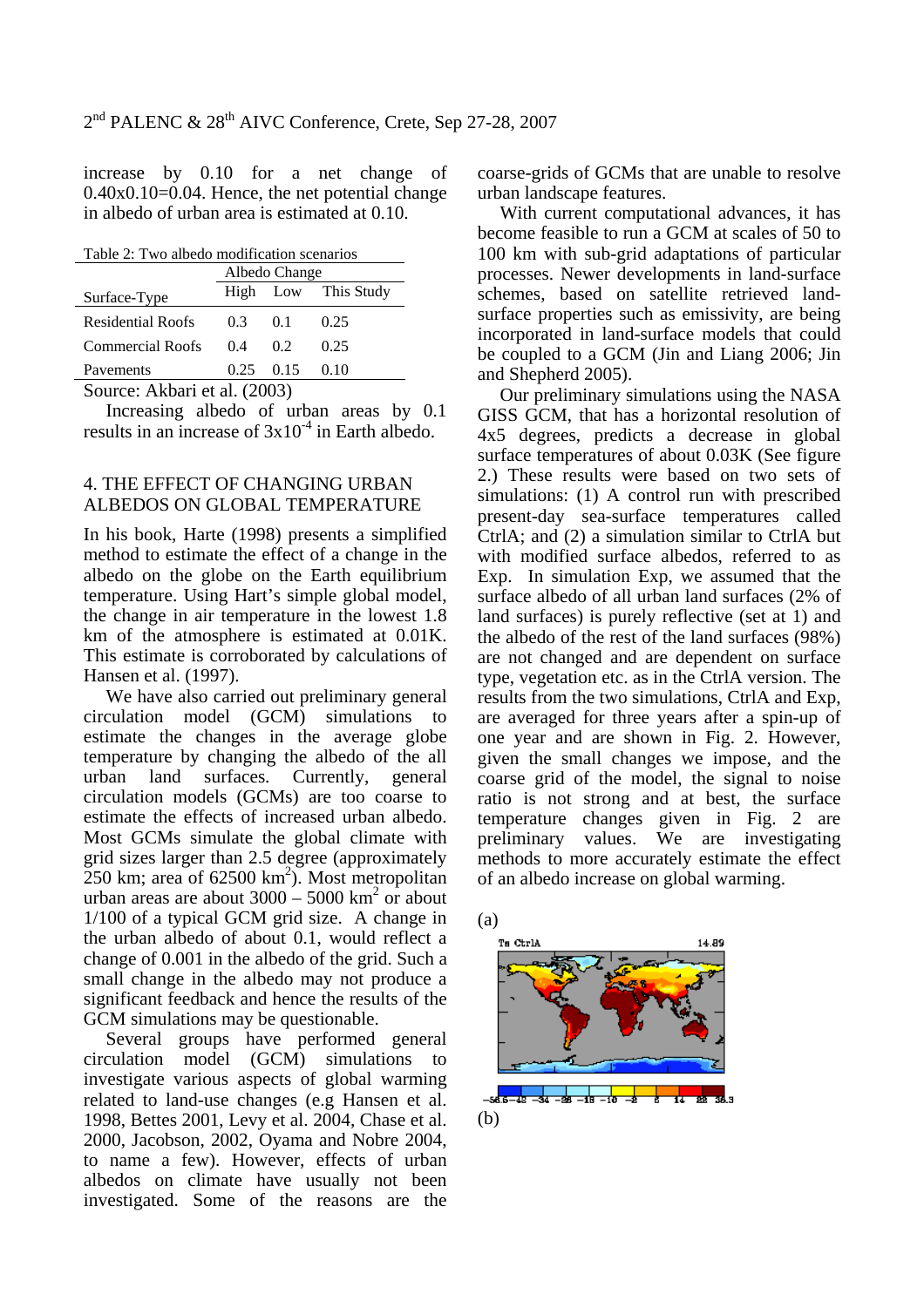increase by 0.10 for a net change of 0.40x0.10=0.04. Hence, the net potential change in albedo of urban area is estimated at 0.10.

Table 2: Two albedo modification scenarios

| Surface-Type | Albedo Change | | |
|---|---|---|---|
| | High | Low | This Study |
| Residential Roofs | 0.3 | 0.1 | 0.25 |
| Commercial Roofs | 0.4 | 0.2 | 0.25 |
| Pavements | 0.25 | 0.15 | 0.10 |

Source: Akbari et al. (2003)

Increasing albedo of urban areas by 0.1 results in an increase of $3x10^{-4}$ in Earth albedo.

## 4. THE EFFECT OF CHANGING URBAN ALBEDOS ON GLOBAL TEMPERATURE

In his book, Harte (1998) presents a simplified method to estimate the effect of a change in the albedo on the globe on the Earth equilibrium temperature. Using Hart's simple global model, the change in air temperature in the lowest 1.8 km of the atmosphere is estimated at 0.01K. This estimate is corroborated by calculations of Hansen et al. (1997).

We have also carried out preliminary general circulation model (GCM) simulations to estimate the changes in the average globe temperature by changing the albedo of the all urban land surfaces. Currently, general circulation models (GCMs) are too coarse to estimate the effects of increased urban albedo. Most GCMs simulate the global climate with grid sizes larger than 2.5 degree (approximately 250 km; area of 62500 $km^2$). Most metropolitan urban areas are about 3000 – 5000 $km^2$ or about 1/100 of a typical GCM grid size. A change in the urban albedo of about 0.1, would reflect a change of 0.001 in the albedo of the grid. Such a small change in the albedo may not produce a significant feedback and hence the results of the GCM simulations may be questionable.

Several groups have performed general circulation model (GCM) simulations to investigate various aspects of global warming related to land-use changes (e.g Hansen et al. 1998, Bettes 2001, Levy et al. 2004, Chase et al. 2000, Jacobson, 2002, Oyama and Nobre 2004, to name a few). However, effects of urban albedos on climate have usually not been investigated. Some of the reasons are the coarse-grids of GCMs that are unable to resolve urban landscape features.

With current computational advances, it has become feasible to run a GCM at scales of 50 to 100 km with sub-grid adaptations of particular processes. Newer developments in land-surface schemes, based on satellite retrieved land-surface properties such as emissivity, are being incorporated in land-surface models that could be coupled to a GCM (Jin and Liang 2006; Jin and Shepherd 2005).

Our preliminary simulations using the NASA GISS GCM, that has a horizontal resolution of 4x5 degrees, predicts a decrease in global surface temperatures of about 0.03K (See figure 2.) These results were based on two sets of simulations: (1) A control run with prescribed present-day sea-surface temperatures called CtrlA; and (2) a simulation similar to CtrlA but with modified surface albedos, referred to as Exp. In simulation Exp, we assumed that the surface albedo of all urban land surfaces (2% of land surfaces) is purely reflective (set at 1) and the albedo of the rest of the land surfaces (98%) are not changed and are dependent on surface type, vegetation etc. as in the CtrlA version. The results from the two simulations, CtrlA and Exp, are averaged for three years after a spin-up of one year and are shown in Fig. 2. However, given the small changes we impose, and the coarse grid of the model, the signal to noise ratio is not strong and at best, the surface temperature changes given in Fig. 2 are preliminary values. We are investigating methods to more accurately estimate the effect of an albedo increase on global warming.

(a)

(b)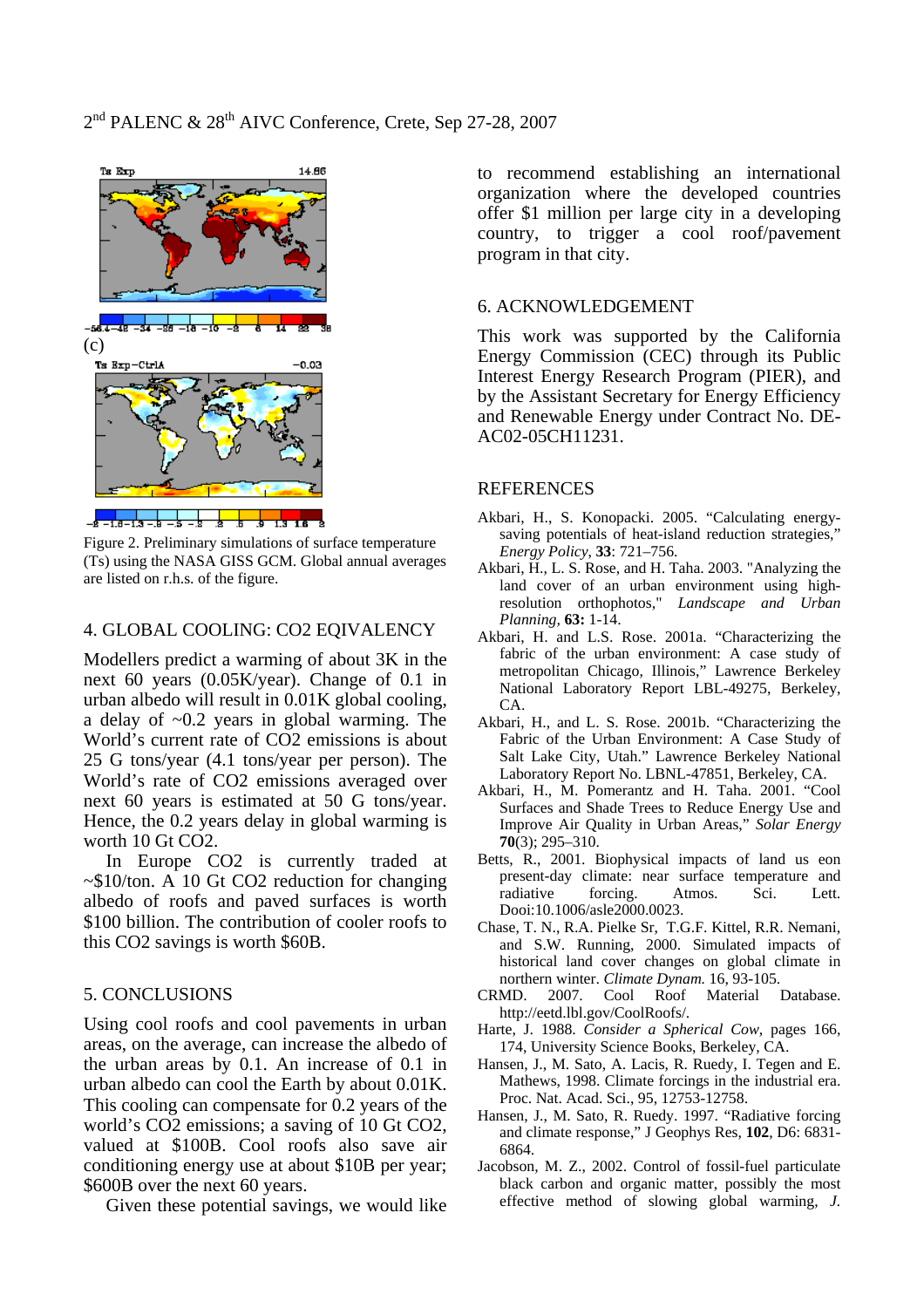(c)

Figure 2. Preliminary simulations of surface temperature (Ts) using the NASA GISS GCM. Global annual averages are listed on r.h.s. of the figure.

## 4. GLOBAL COOLING: CO2 EQIVALENCY

Modellers predict a warming of about 3K in the next 60 years (0.05K/year). Change of 0.1 in urban albedo will result in 0.01K global cooling, a delay of ~0.2 years in global warming. The World's current rate of $CO_2$ emissions is about 25 G tons/year (4.1 tons/year per person). The World's rate of $CO_2$ emissions averaged over next 60 years is estimated at 50 G tons/year. Hence, the 0.2 years delay in global warming is worth 10 Gt $CO_2$.

In Europe $CO_2$ is currently traded at ~\$10/ton. A 10 Gt $CO_2$ reduction for changing albedo of roofs and paved surfaces is worth \$100 billion. The contribution of cooler roofs to this $CO_2$ savings is worth \$60B.

## 5. CONCLUSIONS

Using cool roofs and cool pavements in urban areas, on the average, can increase the albedo of the urban areas by 0.1. An increase of 0.1 in urban albedo can cool the Earth by about 0.01K. This cooling can compensate for 0.2 years of the world's $CO_2$ emissions; a saving of 10 Gt $CO_2$, valued at \$100B. Cool roofs also save air conditioning energy use at about \$10B per year; \$600B over the next 60 years.

Given these potential savings, we would like to recommend establishing an international organization where the developed countries offer \$1 million per large city in a developing country, to trigger a cool roof/pavement program in that city.

## 6. ACKNOWLEDGEMENT

This work was supported by the California Energy Commission (CEC) through its Public Interest Energy Research Program (PIER), and by the Assistant Secretary for Energy Efficiency and Renewable Energy under Contract No. DE-AC02-05CH11231.

## REFERENCES

Akbari, H., S. Konopacki. 2005. "Calculating energy-saving potentials of heat-island reduction strategies," *Energy Policy*, **33**: 721–756.

Akbari, H., L. S. Rose, and H. Taha. 2003. "Analyzing the land cover of an urban environment using high-resolution orthophotos," *Landscape and Urban Planning*, **63:** 1-14.

Akbari, H. and L.S. Rose. 2001a. "Characterizing the fabric of the urban environment: A case study of metropolitan Chicago, Illinois," Lawrence Berkeley National Laboratory Report LBL-49275, Berkeley, CA.

Akbari, H., and L. S. Rose. 2001b. "Characterizing the Fabric of the Urban Environment: A Case Study of Salt Lake City, Utah." Lawrence Berkeley National Laboratory Report No. LBNL-47851, Berkeley, CA.

Akbari, H., M. Pomerantz and H. Taha. 2001. "Cool Surfaces and Shade Trees to Reduce Energy Use and Improve Air Quality in Urban Areas," *Solar Energy* **70**(3); 295–310.

Betts, R., 2001. Biophysical impacts of land us eon present-day climate: near surface temperature and radiative forcing. Atmos. Sci. Lett. Dooi:10.1006/asle2000.0023.

Chase, T. N., R.A. Pielke Sr, T.G.F. Kittel, R.R. Nemani, and S.W. Running, 2000. Simulated impacts of historical land cover changes on global climate in northern winter. *Climate Dynam.* 16, 93-105.

CRMD. 2007. Cool Roof Material Database. http://eetd.lbl.gov/CoolRoofs/.

Harte, J. 1988. *Consider a Spherical Cow*, pages 166, 174, University Science Books, Berkeley, CA.

Hansen, J., M. Sato, A. Lacis, R. Ruedy, I. Tegen and E. Mathews, 1998. Climate forcings in the industrial era. Proc. Nat. Acad. Sci., 95, 12753-12758.

Hansen, J., M. Sato, R. Ruedy. 1997. "Radiative forcing and climate response," J Geophys Res, **102**, D6: 6831-6864.

Jacobson, M. Z., 2002. Control of fossil-fuel particulate black carbon and organic matter, possibly the most effective method of slowing global warming, *J.*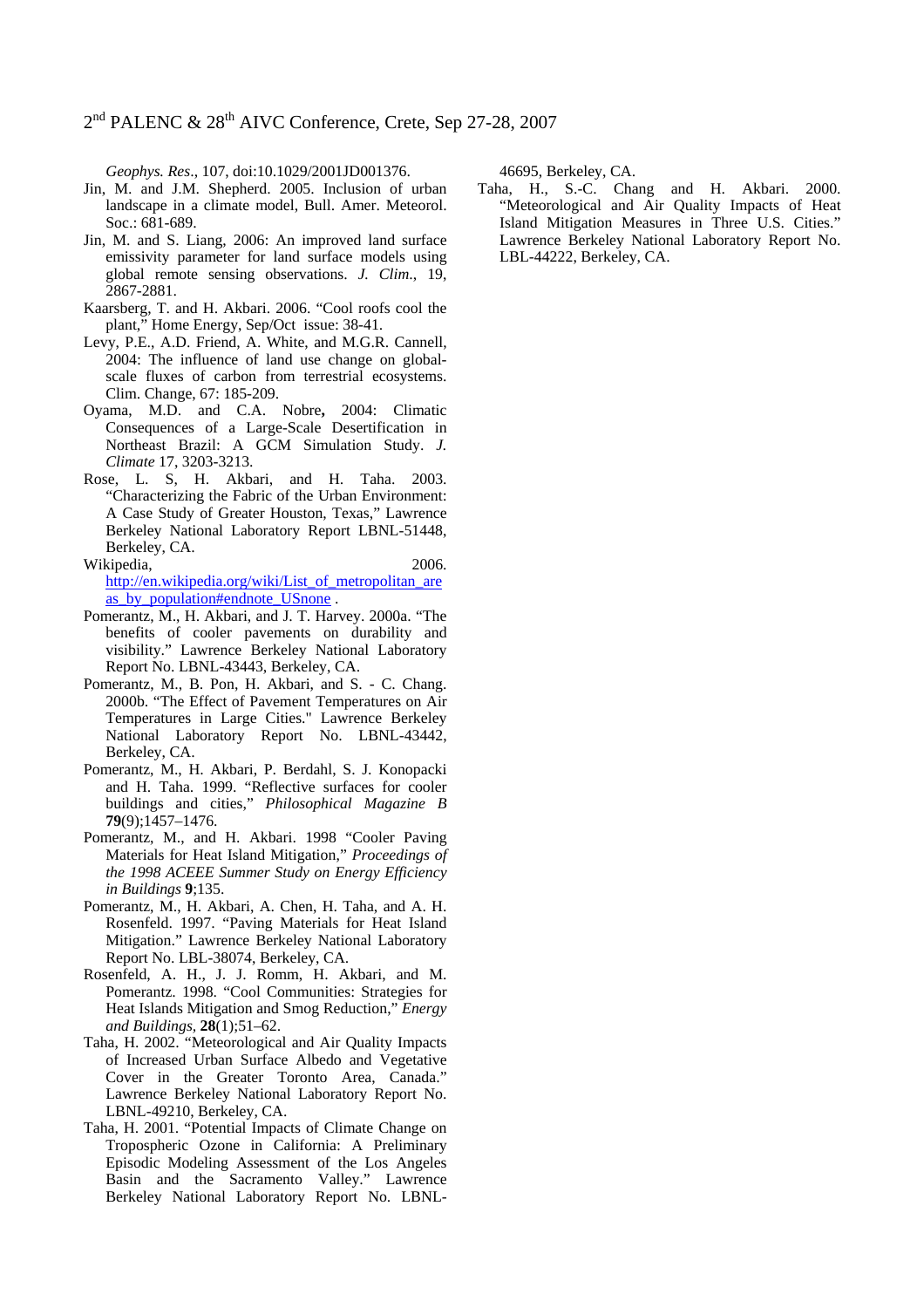*Geophys. Res*., 107, doi:10.1029/2001JD001376.

Jin, M. and J.M. Shepherd. 2005. Inclusion of urban landscape in a climate model, Bull. Amer. Meteorol. Soc.: 681-689.

Jin, M. and S. Liang, 2006: An improved land surface emissivity parameter for land surface models using global remote sensing observations. *J. Clim*., 19, 2867-2881.

Kaarsberg, T. and H. Akbari. 2006. "Cool roofs cool the plant," Home Energy, Sep/Oct issue: 38-41.

Levy, P.E., A.D. Friend, A. White, and M.G.R. Cannell, 2004: The influence of land use change on global-scale fluxes of carbon from terrestrial ecosystems. Clim. Change, 67: 185-209.

Oyama, M.D. and C.A. Nobre**,** 2004: Climatic Consequences of a Large-Scale Desertification in Northeast Brazil: A GCM Simulation Study. *J. Climate* 17, 3203-3213.

Rose, L. S, H. Akbari, and H. Taha. 2003. "Characterizing the Fabric of the Urban Environment: A Case Study of Greater Houston, Texas," Lawrence Berkeley National Laboratory Report LBNL-51448, Berkeley, CA.

Wikipedia, 2006. http://en.wikipedia.org/wiki/List_of_metropolitan_areas_by_population#endnote_USnone .

Pomerantz, M., H. Akbari, and J. T. Harvey. 2000a. "The benefits of cooler pavements on durability and visibility." Lawrence Berkeley National Laboratory Report No. LBNL-43443, Berkeley, CA.

Pomerantz, M., B. Pon, H. Akbari, and S. - C. Chang. 2000b. "The Effect of Pavement Temperatures on Air Temperatures in Large Cities." Lawrence Berkeley National Laboratory Report No. LBNL-43442, Berkeley, CA.

Pomerantz, M., H. Akbari, P. Berdahl, S. J. Konopacki and H. Taha. 1999. "Reflective surfaces for cooler buildings and cities," *Philosophical Magazine B* **79**(9);1457–1476.

Pomerantz, M., and H. Akbari. 1998 "Cooler Paving Materials for Heat Island Mitigation," *Proceedings of the 1998 ACEEE Summer Study on Energy Efficiency in Buildings* **9**;135.

Pomerantz, M., H. Akbari, A. Chen, H. Taha, and A. H. Rosenfeld. 1997. "Paving Materials for Heat Island Mitigation." Lawrence Berkeley National Laboratory Report No. LBL-38074, Berkeley, CA.

Rosenfeld, A. H., J. J. Romm, H. Akbari, and M. Pomerantz. 1998. "Cool Communities: Strategies for Heat Islands Mitigation and Smog Reduction," *Energy and Buildings*, **28**(1);51–62.

Taha, H. 2002. "Meteorological and Air Quality Impacts of Increased Urban Surface Albedo and Vegetative Cover in the Greater Toronto Area, Canada." Lawrence Berkeley National Laboratory Report No. LBNL-49210, Berkeley, CA.

Taha, H. 2001. "Potential Impacts of Climate Change on Tropospheric Ozone in California: A Preliminary Episodic Modeling Assessment of the Los Angeles Basin and the Sacramento Valley." Lawrence Berkeley National Laboratory Report No. LBNL-46695, Berkeley, CA.

Taha, H., S.-C. Chang and H. Akbari. 2000. "Meteorological and Air Quality Impacts of Heat Island Mitigation Measures in Three U.S. Cities." Lawrence Berkeley National Laboratory Report No. LBL-44222, Berkeley, CA.